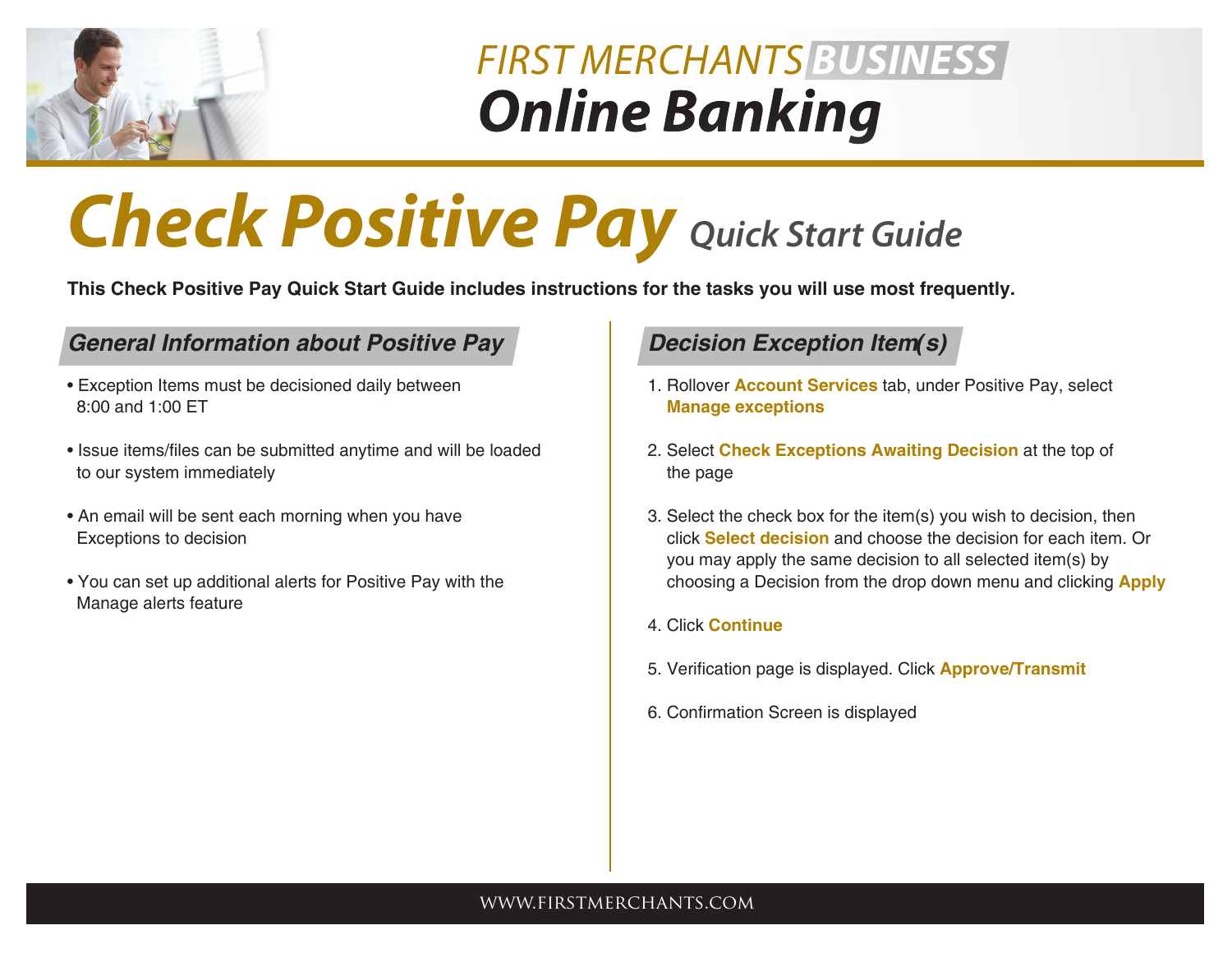# FIRST MERCHANTS BUSINESS Online Banking

# Check Positive Pay *Quick Start Guide*

**This Check Positive Pay Quick Start Guide includes instructions for the tasks you will use most frequently.**

## *General Information about Positive Pay*

- Exception Items must be decisioned daily between 8:00 and 1:00 ET
- Issue items/files can be submitted anytime and will be loaded to our system immediately
- An email will be sent each morning when you have Exceptions to decision
- You can set up additional alerts for Positive Pay with the Manage alerts feature

## *Decision Exception Item(s)*

1. Rollover **Account Services** tab, under Positive Pay, select **Manage exceptions**
2. Select **Check Exceptions Awaiting Decision** at the top of the page
3. Select the check box for the item(s) you wish to decision, then click **Select decision** and choose the decision for each item. Or you may apply the same decision to all selected item(s) by choosing a Decision from the drop down menu and clicking **Apply**
4. Click **Continue**
5. Verification page is displayed. Click **Approve/Transmit**
6. Confirmation Screen is displayed

WWW.FIRSTMERCHANTS.COM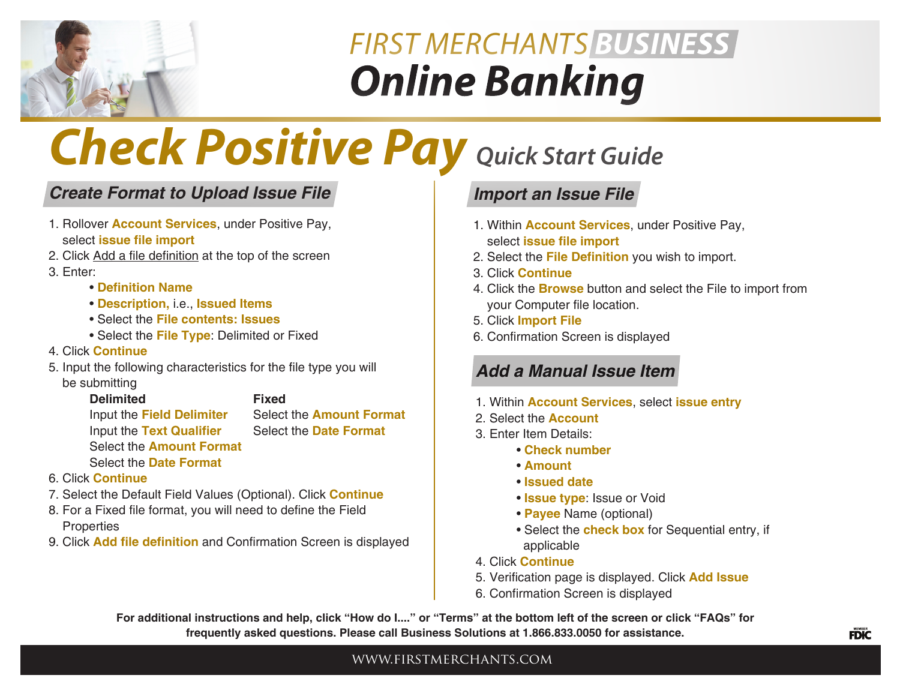# FIRST MERCHANTS BUSINESS Online Banking

# Check Positive Pay *Quick Start Guide*

## *Create Format to Upload Issue File*

1. Rollover **Account Services**, under Positive Pay, select **issue file import**
2. Click Add a file definition at the top of the screen
3. Enter:
   - **Definition Name**
   - **Description,** i.e., **Issued Items**
   - Select the **File contents: Issues**
   - Select the **File Type**: Delimited or Fixed
4. Click **Continue**
5. Input the following characteristics for the file type you will be submitting

| Delimited | Fixed |
|---|---|
| Input the **Field Delimiter** | Select the **Amount Format** |
| Input the **Text Qualifier** | Select the **Date Format** |
| Select the **Amount Format** | |
| Select the **Date Format** | |

6. Click **Continue**
7. Select the Default Field Values (Optional). Click **Continue**
8. For a Fixed file format, you will need to define the Field Properties
9. Click **Add file definition** and Confirmation Screen is displayed

## *Import an Issue File*

1. Within **Account Services**, under Positive Pay, select **issue file import**
2. Select the **File Definition** you wish to import.
3. Click **Continue**
4. Click the **Browse** button and select the File to import from your Computer file location.
5. Click **Import File**
6. Confirmation Screen is displayed

## *Add a Manual Issue Item*

1. Within **Account Services**, select **issue entry**
2. Select the **Account**
3. Enter Item Details:
   - **Check number**
   - **Amount**
   - **Issued date**
   - **Issue type**: Issue or Void
   - **Payee** Name (optional)
   - Select the **check box** for Sequential entry, if applicable
4. Click **Continue**
5. Verification page is displayed. Click **Add Issue**
6. Confirmation Screen is displayed

**For additional instructions and help, click "How do I...." or "Terms" at the bottom left of the screen or click "FAQs" for frequently asked questions. Please call Business Solutions at 1.866.833.0050 for assistance.**

MEMBER FDIC

WWW.FIRSTMERCHANTS.COM